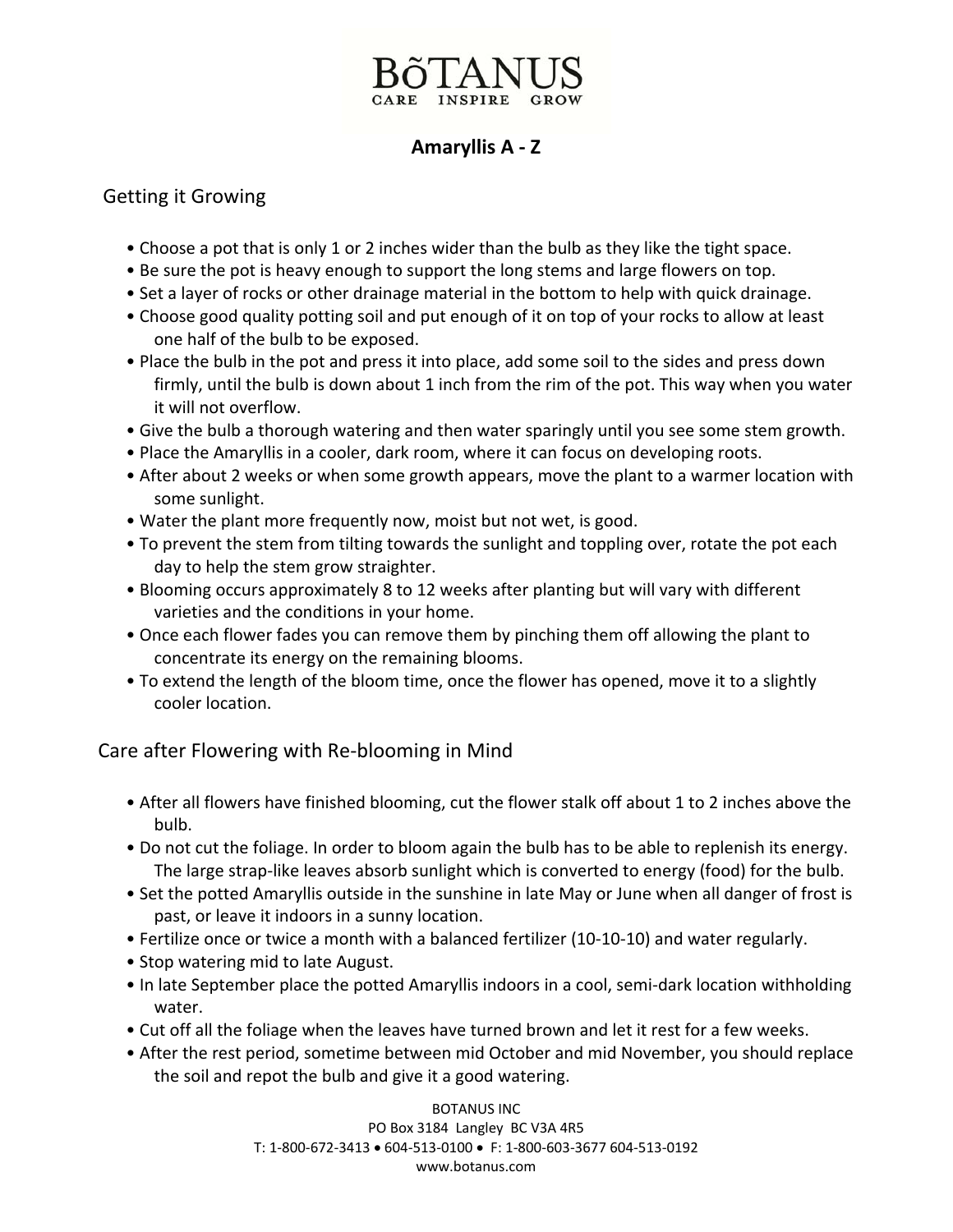# BõTANUS

CARE INSPIRE GROW

## Amaryllis A - Z

### Getting it Growing

- Choose a pot that is only 1 or 2 inches wider than the bulb as they like the tight space.
- Be sure the pot is heavy enough to support the long stems and large flowers on top.
- Set a layer of rocks or other drainage material in the bottom to help with quick drainage.
- Choose good quality potting soil and put enough of it on top of your rocks to allow at least one half of the bulb to be exposed.
- Place the bulb in the pot and press it into place, add some soil to the sides and press down firmly, until the bulb is down about 1 inch from the rim of the pot. This way when you water it will not overflow.
- Give the bulb a thorough watering and then water sparingly until you see some stem growth.
- Place the Amaryllis in a cooler, dark room, where it can focus on developing roots.
- After about 2 weeks or when some growth appears, move the plant to a warmer location with some sunlight.
- Water the plant more frequently now, moist but not wet, is good.
- To prevent the stem from tilting towards the sunlight and toppling over, rotate the pot each day to help the stem grow straighter.
- Blooming occurs approximately 8 to 12 weeks after planting but will vary with different varieties and the conditions in your home.
- Once each flower fades you can remove them by pinching them off allowing the plant to concentrate its energy on the remaining blooms.
- To extend the length of the bloom time, once the flower has opened, move it to a slightly cooler location.

### Care after Flowering with Re-blooming in Mind

- After all flowers have finished blooming, cut the flower stalk off about 1 to 2 inches above the bulb.
- Do not cut the foliage. In order to bloom again the bulb has to be able to replenish its energy. The large strap-like leaves absorb sunlight which is converted to energy (food) for the bulb.
- Set the potted Amaryllis outside in the sunshine in late May or June when all danger of frost is past, or leave it indoors in a sunny location.
- Fertilize once or twice a month with a balanced fertilizer (10-10-10) and water regularly.
- Stop watering mid to late August.
- In late September place the potted Amaryllis indoors in a cool, semi-dark location withholding water.
- Cut off all the foliage when the leaves have turned brown and let it rest for a few weeks.
- After the rest period, sometime between mid October and mid November, you should replace the soil and repot the bulb and give it a good watering.

BOTANUS INC
PO Box 3184 Langley BC V3A 4R5
T: 1-800-672-3413 • 604-513-0100 • F: 1-800-603-3677 604-513-0192
www.botanus.com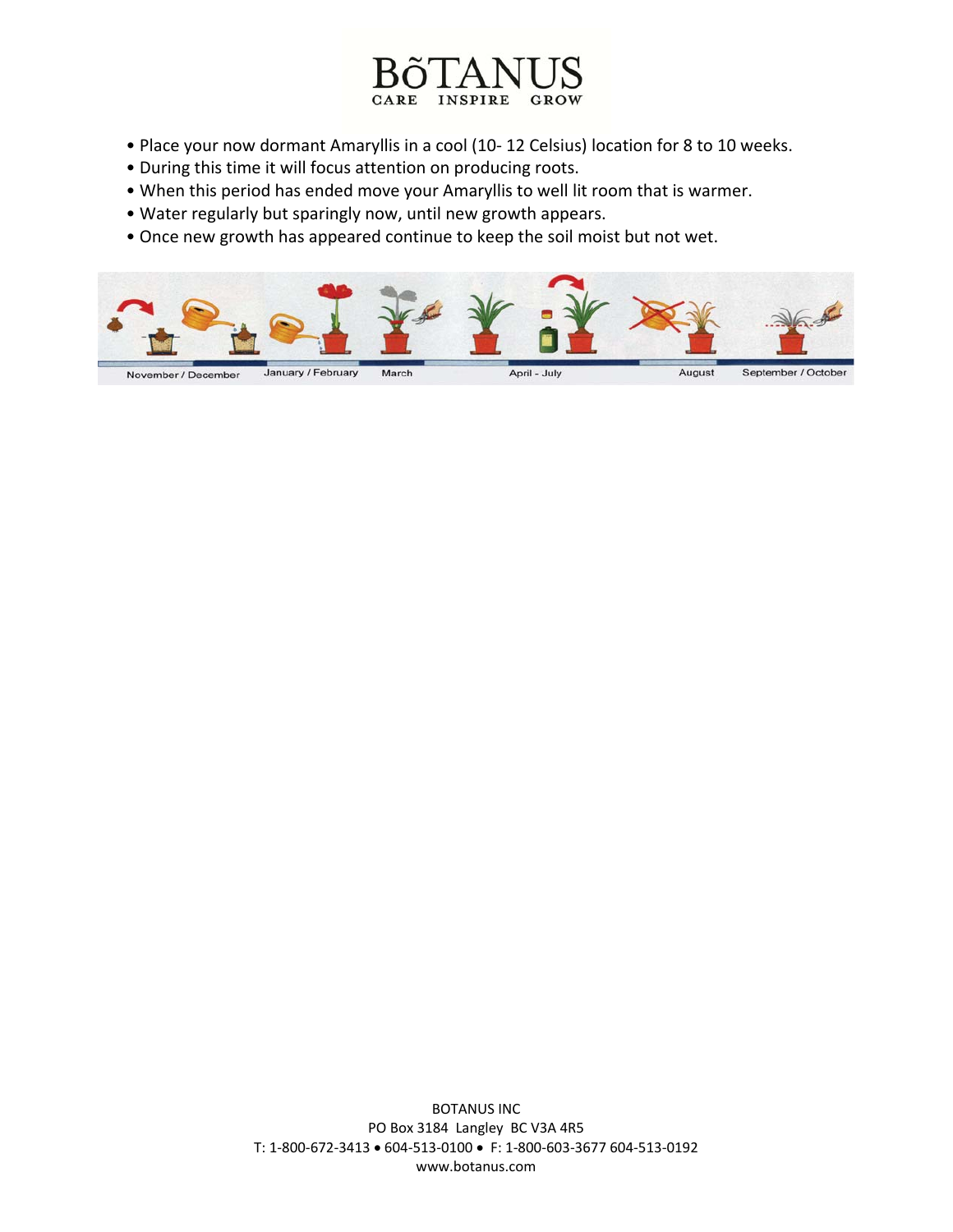- Place your now dormant Amaryllis in a cool (10- 12 Celsius) location for 8 to 10 weeks.
- During this time it will focus attention on producing roots.
- When this period has ended move your Amaryllis to well lit room that is warmer.
- Water regularly but sparingly now, until new growth appears.
- Once new growth has appeared continue to keep the soil moist but not wet.

November / December

January / February

March

April - July

August

September / October